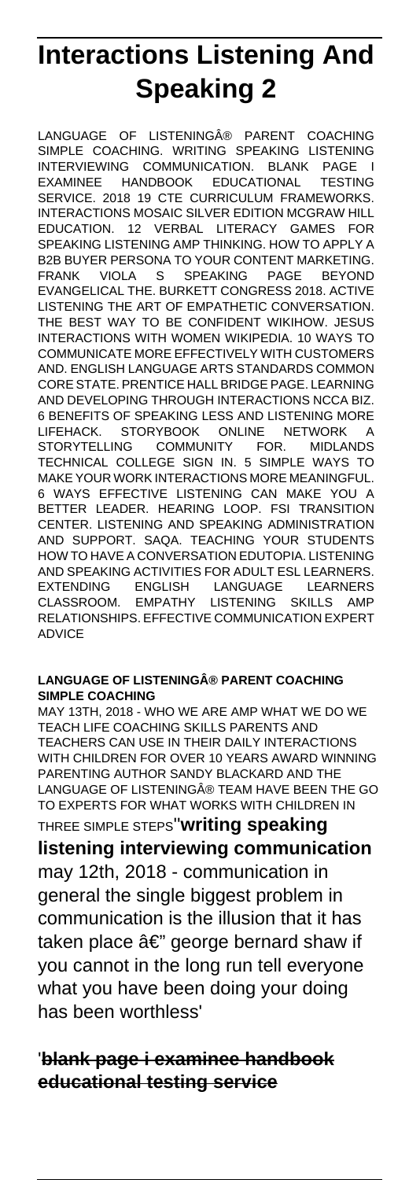# Interactions Listening And Speaking 2

LANGUAGE OF LISTENING® PARENT COACHING SIMPLE COACHING. WRITING SPEAKING LISTENING INTERVIEWING COMMUNICATION. BLANK PAGE I EXAMINEE HANDBOOK EDUCATIONAL TESTING SERVICE. 2018 19 CTE CURRICULUM FRAMEWORKS. INTERACTIONS MOSAIC SILVER EDITION MCGRAW HILL EDUCATION. 12 VERBAL LITERACY GAMES FOR SPEAKING LISTENING AMP THINKING. HOW TO APPLY A B2B BUYER PERSONA TO YOUR CONTENT MARKETING. FRANK VIOLA S SPEAKING PAGE BEYOND EVANGELICAL THE. BURKETT CONGRESS 2018. ACTIVE LISTENING THE ART OF EMPATHETIC CONVERSATION. THE BEST WAY TO BE CONFIDENT WIKIHOW. JESUS INTERACTIONS WITH WOMEN WIKIPEDIA. 10 WAYS TO COMMUNICATE MORE EFFECTIVELY WITH CUSTOMERS AND. ENGLISH LANGUAGE ARTS STANDARDS COMMON CORE STATE. PRENTICE HALL BRIDGE PAGE. LEARNING AND DEVELOPING THROUGH INTERACTIONS NCCA BIZ. 6 BENEFITS OF SPEAKING LESS AND LISTENING MORE LIFEHACK. STORYBOOK ONLINE NETWORK A STORYTELLING COMMUNITY FOR. MIDLANDS TECHNICAL COLLEGE SIGN IN. 5 SIMPLE WAYS TO MAKE YOUR WORK INTERACTIONS MORE MEANINGFUL. 6 WAYS EFFECTIVE LISTENING CAN MAKE YOU A BETTER LEADER. HEARING LOOP. FSI TRANSITION CENTER. LISTENING AND SPEAKING ADMINISTRATION AND SUPPORT. SAQA. TEACHING YOUR STUDENTS HOW TO HAVE A CONVERSATION EDUTOPIA. LISTENING AND SPEAKING ACTIVITIES FOR ADULT ESL LEARNERS. EXTENDING ENGLISH LANGUAGE LEARNERS CLASSROOM. EMPATHY LISTENING SKILLS AMP RELATIONSHIPS. EFFECTIVE COMMUNICATION EXPERT ADVICE

**LANGUAGE OF LISTENING® PARENT COACHING SIMPLE COACHING**

MAY 13TH, 2018 - WHO WE ARE AMP WHAT WE DO WE TEACH LIFE COACHING SKILLS PARENTS AND TEACHERS CAN USE IN THEIR DAILY INTERACTIONS WITH CHILDREN FOR OVER 10 YEARS AWARD WINNING PARENTING AUTHOR SANDY BLACKARD AND THE LANGUAGE OF LISTENING® TEAM HAVE BEEN THE GO TO EXPERTS FOR WHAT WORKS WITH CHILDREN IN THREE SIMPLE STEPS''**writing speaking listening interviewing communication**

may 12th, 2018 - communication in general the single biggest problem in communication is the illusion that it has taken place â€" george bernard shaw if you cannot in the long run tell everyone what you have been doing your doing has been worthless'

'**blank page i examinee handbook educational testing service**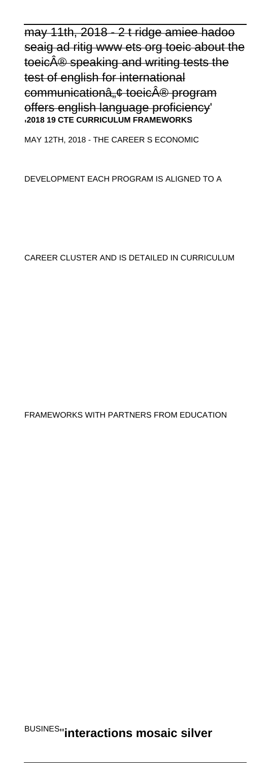~~may 11th, 2018 - 2 t ridge amiee hadoo seaig ad ritig www ets org toeic about the toeicÂ® speaking and writing tests the test of english for international communicationâ„¢ toeicÂ® program offers english language proficiency~~'

'**2018 19 CTE CURRICULUM FRAMEWORKS**

MAY 12TH, 2018 - THE CAREER S ECONOMIC

DEVELOPMENT EACH PROGRAM IS ALIGNED TO A

CAREER CLUSTER AND IS DETAILED IN CURRICULUM

FRAMEWORKS WITH PARTNERS FROM EDUCATION

BUSINES''**interactions mosaic silver**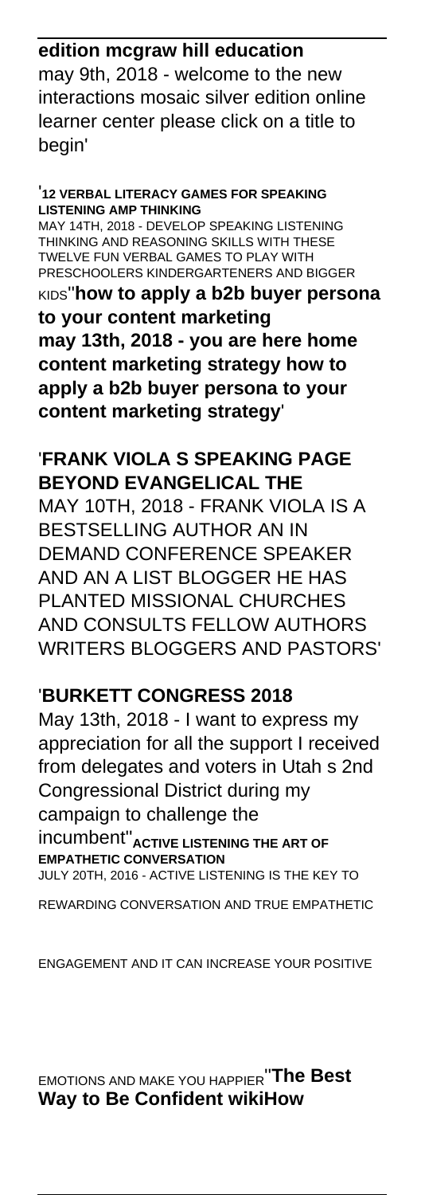**edition mcgraw hill education**
may 9th, 2018 - welcome to the new interactions mosaic silver edition online learner center please click on a title to begin'

'**12 VERBAL LITERACY GAMES FOR SPEAKING LISTENING AMP THINKING**
MAY 14TH, 2018 - DEVELOP SPEAKING LISTENING THINKING AND REASONING SKILLS WITH THESE TWELVE FUN VERBAL GAMES TO PLAY WITH PRESCHOOLERS KINDERGARTENERS AND BIGGER KIDS''**how to apply a b2b buyer persona to your content marketing**
**may 13th, 2018 - you are here home content marketing strategy how to apply a b2b buyer persona to your content marketing strategy**'

'**FRANK VIOLA S SPEAKING PAGE BEYOND EVANGELICAL THE**
MAY 10TH, 2018 - FRANK VIOLA IS A BESTSELLING AUTHOR AN IN DEMAND CONFERENCE SPEAKER AND AN A LIST BLOGGER HE HAS PLANTED MISSIONAL CHURCHES AND CONSULTS FELLOW AUTHORS WRITERS BLOGGERS AND PASTORS'

'**BURKETT CONGRESS 2018**
May 13th, 2018 - I want to express my appreciation for all the support I received from delegates and voters in Utah s 2nd Congressional District during my campaign to challenge the incumbent''**ACTIVE LISTENING THE ART OF EMPATHETIC CONVERSATION**
JULY 20TH, 2016 - ACTIVE LISTENING IS THE KEY TO REWARDING CONVERSATION AND TRUE EMPATHETIC ENGAGEMENT AND IT CAN INCREASE YOUR POSITIVE EMOTIONS AND MAKE YOU HAPPIER''**The Best Way to Be Confident wikiHow**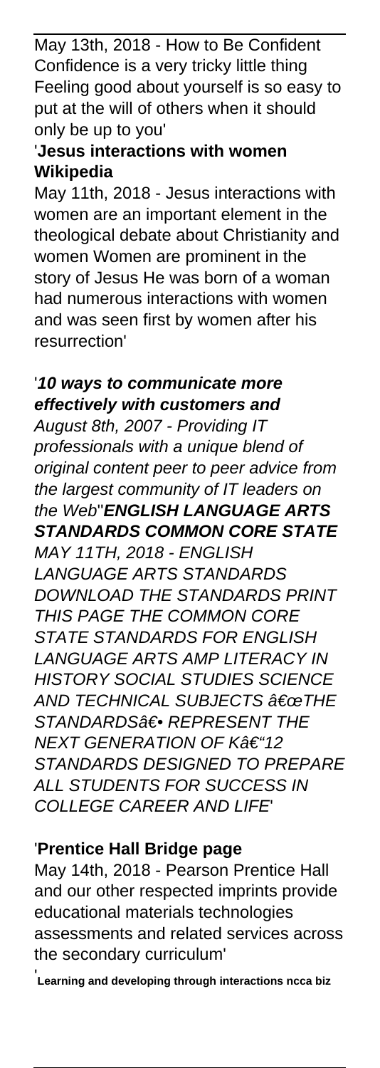May 13th, 2018 - How to Be Confident Confidence is a very tricky little thing Feeling good about yourself is so easy to put at the will of others when it should only be up to you'

'**Jesus interactions with women Wikipedia**

May 11th, 2018 - Jesus interactions with women are an important element in the theological debate about Christianity and women Women are prominent in the story of Jesus He was born of a woman had numerous interactions with women and was seen first by women after his resurrection'

'***10 ways to communicate more effectively with customers and***

*August 8th, 2007 - Providing IT professionals with a unique blend of original content peer to peer advice from the largest community of IT leaders on the Web*''***ENGLISH LANGUAGE ARTS STANDARDS COMMON CORE STATE***

*MAY 11TH, 2018 - ENGLISH LANGUAGE ARTS STANDARDS DOWNLOAD THE STANDARDS PRINT THIS PAGE THE COMMON CORE STATE STANDARDS FOR ENGLISH LANGUAGE ARTS AMP LITERACY IN HISTORY SOCIAL STUDIES SCIENCE AND TECHNICAL SUBJECTS â€œTHE STANDARDSâ€• REPRESENT THE NEXT GENERATION OF Kâ€"12 STANDARDS DESIGNED TO PREPARE ALL STUDENTS FOR SUCCESS IN COLLEGE CAREER AND LIFE*'

'**Prentice Hall Bridge page**

May 14th, 2018 - Pearson Prentice Hall and our other respected imprints provide educational materials technologies assessments and related services across the secondary curriculum'

'**Learning and developing through interactions ncca biz**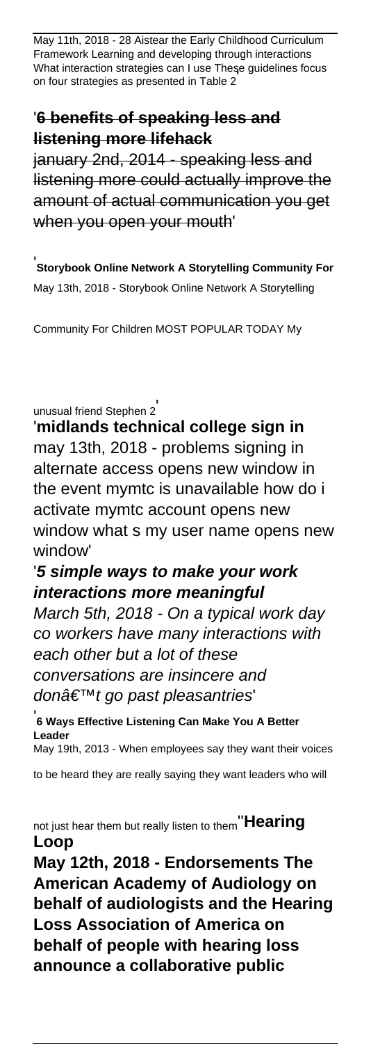May 11th, 2018 - 28 Aistear the Early Childhood Curriculum Framework Learning and developing through interactions What interaction strategies can I use These guidelines focus on four strategies as presented in Table 2

'**6 benefits of speaking less and listening more lifehack**

january 2nd, 2014 - speaking less and listening more could actually improve the amount of actual communication you get when you open your mouth'

'**Storybook Online Network A Storytelling Community For**

May 13th, 2018 - Storybook Online Network A Storytelling Community For Children MOST POPULAR TODAY My unusual friend Stephen 2'

'**midlands technical college sign in**

may 13th, 2018 - problems signing in alternate access opens new window in the event mymtc is unavailable how do i activate mymtc account opens new window what s my user name opens new window'

'***5 simple ways to make your work interactions more meaningful***

*March 5th, 2018 - On a typical work day co workers have many interactions with each other but a lot of these conversations are insincere and donâ€™t go past pleasantries*'

'**6 Ways Effective Listening Can Make You A Better Leader**

May 19th, 2013 - When employees say they want their voices to be heard they are really saying they want leaders who will not just hear them but really listen to them''**Hearing Loop**

**May 12th, 2018 - Endorsements The American Academy of Audiology on behalf of audiologists and the Hearing Loss Association of America on behalf of people with hearing loss announce a collaborative public**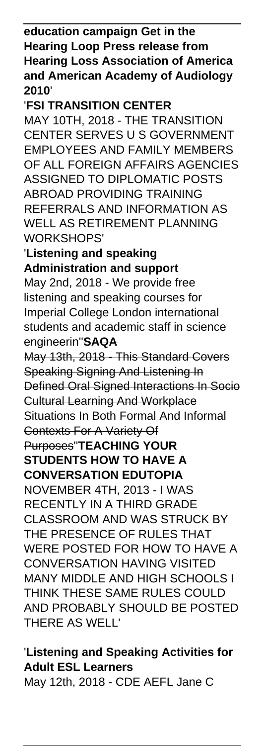**education campaign Get in the Hearing Loop Press release from Hearing Loss Association of America and American Academy of Audiology 2010**'

'**FSI TRANSITION CENTER**

MAY 10TH, 2018 - THE TRANSITION CENTER SERVES U S GOVERNMENT EMPLOYEES AND FAMILY MEMBERS OF ALL FOREIGN AFFAIRS AGENCIES ASSIGNED TO DIPLOMATIC POSTS ABROAD PROVIDING TRAINING REFERRALS AND INFORMATION AS WELL AS RETIREMENT PLANNING WORKSHOPS'

'**Listening and speaking Administration and support**

May 2nd, 2018 - We provide free listening and speaking courses for Imperial College London international students and academic staff in science engineerin''**SAQA**

~~May 13th, 2018 - This Standard Covers Speaking Signing And Listening In Defined Oral Signed Interactions In Socio Cultural Learning And Workplace Situations In Both Formal And Informal Contexts For A Variety Of Purposes~~''**TEACHING YOUR STUDENTS HOW TO HAVE A CONVERSATION EDUTOPIA**

NOVEMBER 4TH, 2013 - I WAS RECENTLY IN A THIRD GRADE CLASSROOM AND WAS STRUCK BY THE PRESENCE OF RULES THAT WERE POSTED FOR HOW TO HAVE A CONVERSATION HAVING VISITED MANY MIDDLE AND HIGH SCHOOLS I THINK THESE SAME RULES COULD AND PROBABLY SHOULD BE POSTED THERE AS WELL'

'**Listening and Speaking Activities for Adult ESL Learners**

May 12th, 2018 - CDE AEFL Jane C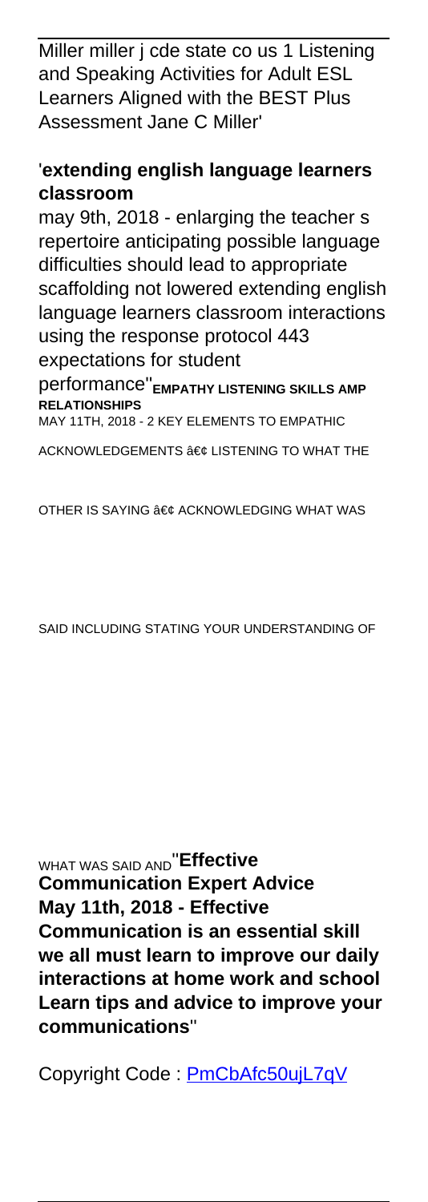Miller miller j cde state co us 1 Listening and Speaking Activities for Adult ESL Learners Aligned with the BEST Plus Assessment Jane C Miller'

'**extending english language learners classroom**

may 9th, 2018 - enlarging the teacher s repertoire anticipating possible language difficulties should lead to appropriate scaffolding not lowered extending english language learners classroom interactions using the response protocol 443 expectations for student performance''**EMPATHY LISTENING SKILLS AMP RELATIONSHIPS**

MAY 11TH, 2018 - 2 KEY ELEMENTS TO EMPATHIC ACKNOWLEDGEMENTS â€¢ LISTENING TO WHAT THE OTHER IS SAYING â€¢ ACKNOWLEDGING WHAT WAS SAID INCLUDING STATING YOUR UNDERSTANDING OF WHAT WAS SAID AND''**Effective Communication Expert Advice May 11th, 2018 - Effective Communication is an essential skill we all must learn to improve our daily interactions at home work and school Learn tips and advice to improve your communications**''

Copyright Code : PmCbAfc50ujL7qV